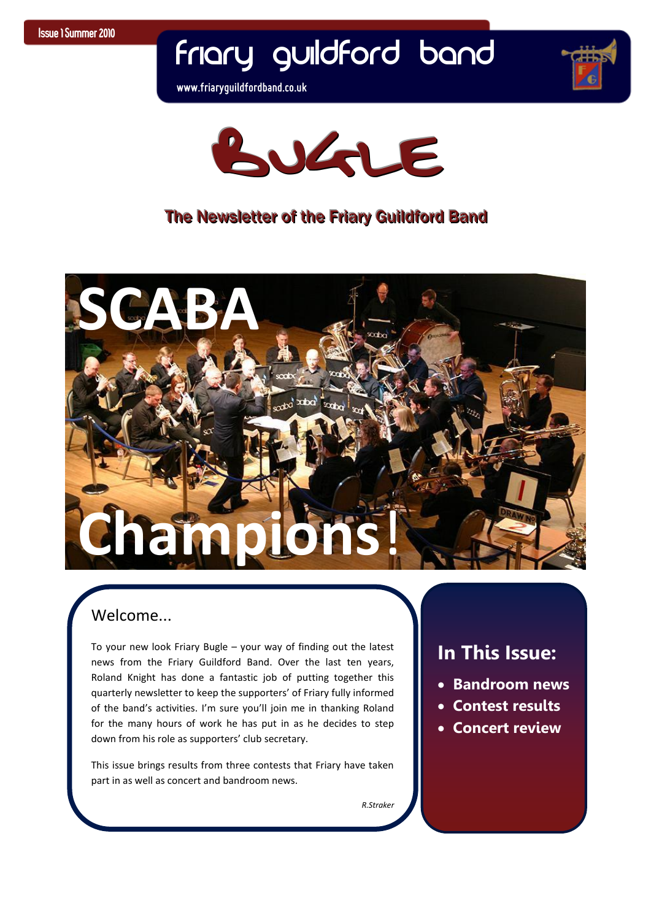Issue 1 Summer 2010

# friary guildford band

www.friaryguildfordband.co.uk

# BUGLE

## The Newsletter of the Friary Guildford Band

# SCABA Champions!

## Welcome...

To your new look Friary Bugle – your way of finding out the latest news from the Friary Guildford Band. Over the last ten years, Roland Knight has done a fantastic job of putting together this quarterly newsletter to keep the supporters' of Friary fully informed of the band's activities. I'm sure you'll join me in thanking Roland for the many hours of work he has put in as he decides to step down from his role as supporters' club secretary.

This issue brings results from three contests that Friary have taken part in as well as concert and bandroom news.

*R.Straker*

## In This Issue:

- **Bandroom news**
- **Contest results**
- **Concert review**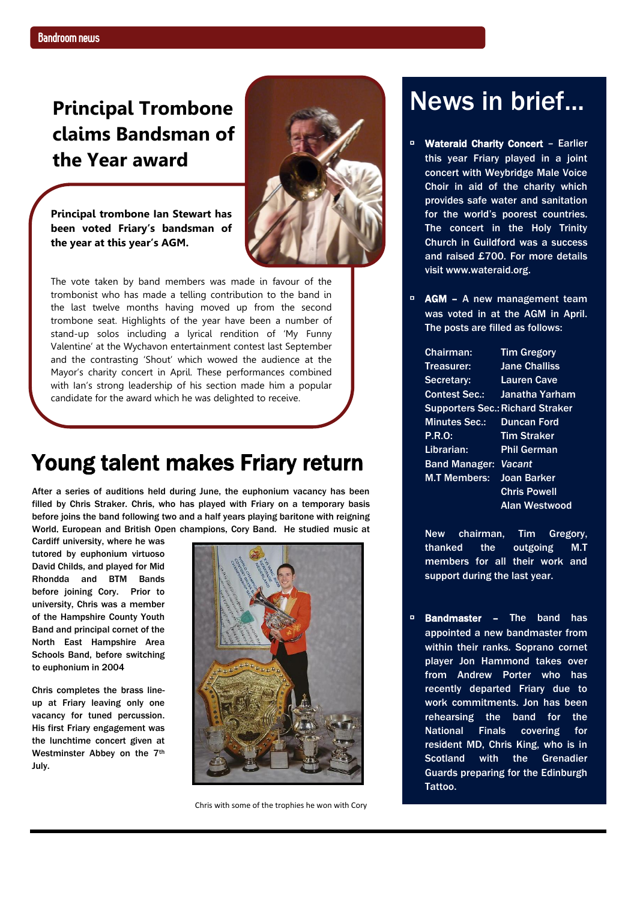## Principal Trombone claims Bandsman of the Year award

**Principal trombone Ian Stewart has been voted Friary's bandsman of the year at this year's AGM.**

The vote taken by band members was made in favour of the trombonist who has made a telling contribution to the band in the last twelve months having moved up from the second trombone seat. Highlights of the year have been a number of stand-up solos including a lyrical rendition of 'My Funny Valentine' at the Wychavon entertainment contest last September and the contrasting 'Shout' which wowed the audience at the Mayor's charity concert in April. These performances combined with Ian's strong leadership of his section made him a popular candidate for the award which he was delighted to receive.

## Young talent makes Friary return

After a series of auditions held during June, the euphonium vacancy has been filled by Chris Straker. Chris, who has played with Friary on a temporary basis before joins the band following two and a half years playing baritone with reigning World, European and British Open champions, Cory Band. He studied music at Cardiff university, where he was tutored by euphonium virtuoso David Childs, and played for Mid Rhondda and BTM Bands before joining Cory. Prior to university, Chris was a member of the Hampshire County Youth Band and principal cornet of the North East Hampshire Area Schools Band, before switching to euphonium in 2004

Chris completes the brass line-up at Friary leaving only one vacancy for tuned percussion. His first Friary engagement was the lunchtime concert given at Westminster Abbey on the 7th July.

Chris with some of the trophies he won with Cory

# News in brief...

- **Wateraid Charity Concert** – Earlier this year Friary played in a joint concert with Weybridge Male Voice Choir in aid of the charity which provides safe water and sanitation for the world's poorest countries. The concert in the Holy Trinity Church in Guildford was a success and raised £700. For more details visit www.wateraid.org.

- **AGM** – A new management team was voted in at the AGM in April. The posts are filled as follows:

| | |
|---|---|
| Chairman: | Tim Gregory |
| Treasurer: | Jane Challiss |
| Secretary: | Lauren Cave |
| Contest Sec.: | Janatha Yarham |
| Supporters Sec.: | Richard Straker |
| Minutes Sec.: | Duncan Ford |
| P.R.O: | Tim Straker |
| Librarian: | Phil German |
| Band Manager: | *Vacant* |
| M.T Members: | Joan Barker |
| | Chris Powell |
| | Alan Westwood |

New chairman, Tim Gregory, thanked the outgoing M.T members for all their work and support during the last year.

- **Bandmaster** – The band has appointed a new bandmaster from within their ranks. Soprano cornet player Jon Hammond takes over from Andrew Porter who has recently departed Friary due to work commitments. Jon has been rehearsing the band for the National Finals covering for resident MD, Chris King, who is in Scotland with the Grenadier Guards preparing for the Edinburgh Tattoo.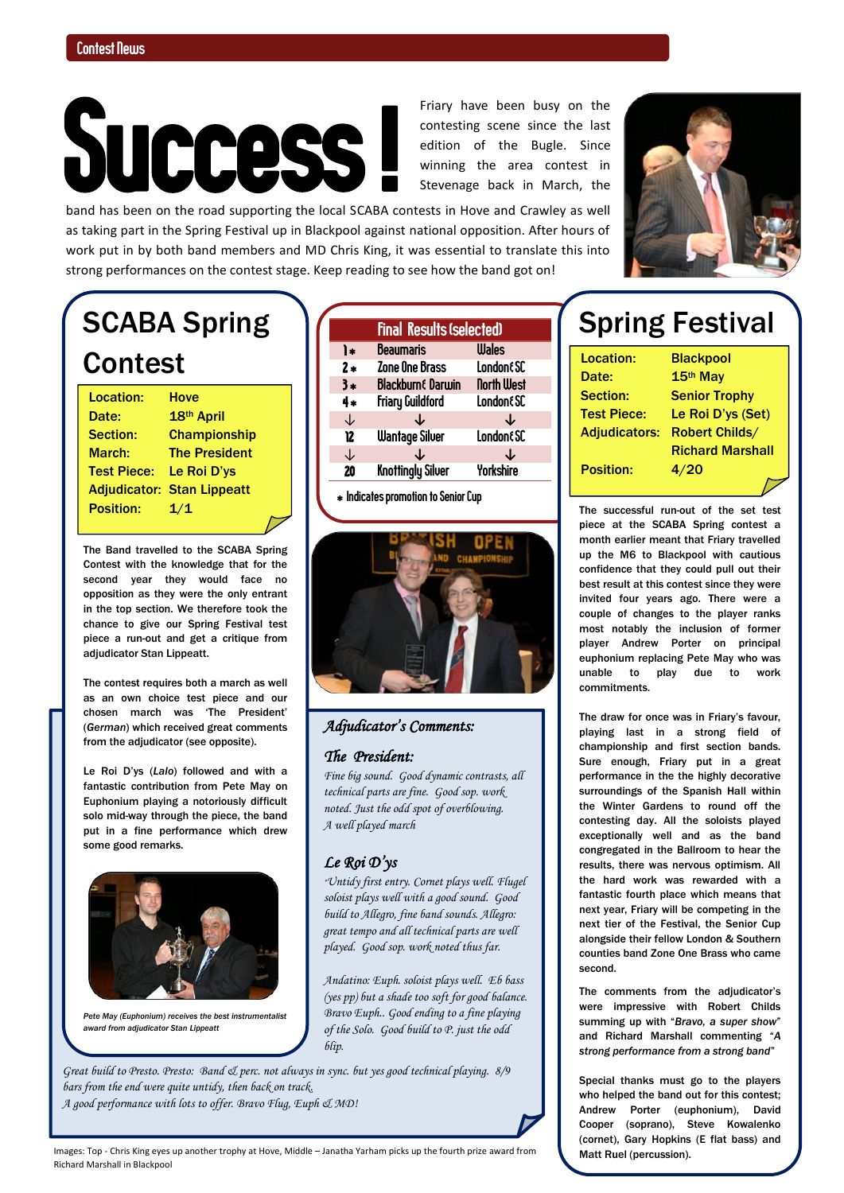Contest News

# Success!

Friary have been busy on the contesting scene since the last edition of the Bugle. Since winning the area contest in Stevenage back in March, the band has been on the road supporting the local SCABA contests in Hove and Crawley as well as taking part in the Spring Festival up in Blackpool against national opposition. After hours of work put in by both band members and MD Chris King, it was essential to translate this into strong performances on the contest stage. Keep reading to see how the band got on!

## SCABA Spring Contest

| | |
|---|---|
| **Location:** | **Hove** |
| **Date:** | **18th April** |
| **Section:** | **Championship** |
| **March:** | **The President** |
| **Test Piece:** | **Le Roi D'ys** |
| **Adjudicator:** | **Stan Lippeatt** |
| **Position:** | **1/1** |

The Band travelled to the SCABA Spring Contest with the knowledge that for the second year they would face no opposition as they were the only entrant in the top section. We therefore took the chance to give our Spring Festival test piece a run-out and get a critique from adjudicator Stan Lippeatt.

The contest requires both a march as well as an own choice test piece and our chosen march was 'The President' (*German*) which received great comments from the adjudicator (see opposite).

Le Roi D'ys (*Lalo*) followed and with a fantastic contribution from Pete May on Euphonium playing a notoriously difficult solo mid-way through the piece, the band put in a fine performance which drew some good remarks.

*Pete May (Euphonium) receives the best instrumentalist award from adjudicator Stan Lippeatt*

### Final Results (selected)

| | | |
|---|---|---|
| 1* | Beaumaris | Wales |
| 2* | Zone One Brass | London & SC |
| 3* | Blackburn & Darwin | North West |
| 4* | Friary Guildford | London & SC |
| ↓ | ↓ | ↓ |
| 12 | Wantage Silver | London & SC |
| ↓ | ↓ | ↓ |
| 20 | Knottingly Silver | Yorkshire |

\* Indicates promotion to Senior Cup

### *Adjudicator's Comments:*

#### *The President:*

*Fine big sound. Good dynamic contrasts, all technical parts are fine. Good sop. work noted. Just the odd spot of overblowing. A well played march*

#### *Le Roi D'ys*

*Untidy first entry. Cornet plays well. Flugel soloist plays well with a good sound. Good build to Allegro, fine band sounds. Allegro: great tempo and all technical parts are well played. Good sop. work noted thus far.*

*Andatino: Euph. soloist plays well. Eb bass (yes pp) but a shade too soft for good balance. Bravo Euph.. Good ending to a fine playing of the Solo. Good build to P. just the odd blip.*

*Great build to Presto. Presto: Band & perc. not always in sync. but yes good technical playing. 8/9 bars from the end were quite untidy, then back on track. A good performance with lots to offer. Bravo Flug, Euph & MD!*

Images: Top - Chris King eyes up another trophy at Hove, Middle – Janatha Yarham picks up the fourth prize award from Richard Marshall in Blackpool

## Spring Festival

| | |
|---|---|
| **Location:** | **Blackpool** |
| **Date:** | **15th May** |
| **Section:** | **Senior Trophy** |
| **Test Piece:** | **Le Roi D'ys (Set)** |
| **Adjudicators:** | **Robert Childs/ Richard Marshall** |
| **Position:** | **4/20** |

The successful run-out of the set test piece at the SCABA Spring contest a month earlier meant that Friary travelled up the M6 to Blackpool with cautious confidence that they could pull out their best result at this contest since they were invited four years ago. There were a couple of changes to the player ranks most notably the inclusion of former player Andrew Porter on principal euphonium replacing Pete May who was unable to play due to work commitments.

The draw for once was in Friary's favour, playing last in a strong field of championship and first section bands. Sure enough, Friary put in a great performance in the the highly decorative surroundings of the Spanish Hall within the Winter Gardens to round off the contesting day. All the soloists played exceptionally well and as the band congregated in the Ballroom to hear the results, there was nervous optimism. All the hard work was rewarded with a fantastic fourth place which means that next year, Friary will be competing in the next tier of the Festival, the Senior Cup alongside their fellow London & Southern counties band Zone One Brass who came second.

The comments from the adjudicator's were impressive with Robert Childs summing up with "*Bravo, a super show*" and Richard Marshall commenting "*A strong performance from a strong band*"

Special thanks must go to the players who helped the band out for this contest; Andrew Porter (euphonium), David Cooper (soprano), Steve Kowalenko (cornet), Gary Hopkins (E flat bass) and Matt Ruel (percussion).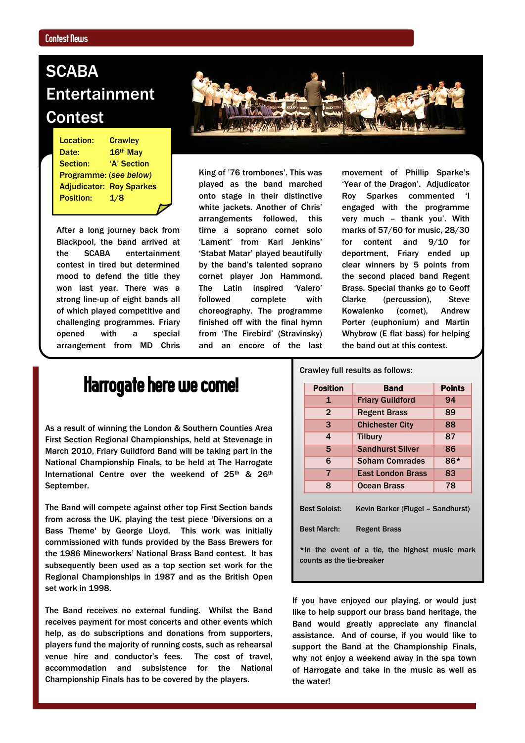Contest News

# SCABA Entertainment Contest

Location: Crawley
Date: 16th May
Section: 'A' Section
Programme: (*see below*)
Adjudicator: Roy Sparkes
Position: 1/8

After a long journey back from Blackpool, the band arrived at the SCABA entertainment contest in tired but determined mood to defend the title they won last year. There was a strong line-up of eight bands all of which played competitive and challenging programmes. Friary opened with a special arrangement from MD Chris King of '76 trombones'. This was played as the band marched onto stage in their distinctive white jackets. Another of Chris' arrangements followed, this time a soprano cornet solo 'Lament' from Karl Jenkins' 'Stabat Matar' played beautifully by the band's talented soprano cornet player Jon Hammond. The Latin inspired 'Valero' followed complete with choreography. The programme finished off with the final hymn from 'The Firebird' (Stravinsky) and an encore of the last movement of Phillip Sparke's 'Year of the Dragon'. Adjudicator Roy Sparkes commented 'I engaged with the programme very much – thank you'. With marks of 57/60 for music, 28/30 for content and 9/10 for deportment, Friary ended up clear winners by 5 points from the second placed band Regent Brass. Special thanks go to Geoff Clarke (percussion), Steve Kowalenko (cornet), Andrew Porter (euphonium) and Martin Whybrow (E flat bass) for helping the band out at this contest.

# Harrogate here we come!

As a result of winning the London & Southern Counties Area First Section Regional Championships, held at Stevenage in March 2010, Friary Guildford Band will be taking part in the National Championship Finals, to be held at The Harrogate International Centre over the weekend of 25th & 26th September.

The Band will compete against other top First Section bands from across the UK, playing the test piece 'Diversions on a Bass Theme' by George Lloyd. This work was initially commissioned with funds provided by the Bass Brewers for the 1986 Mineworkers' National Brass Band contest. It has subsequently been used as a top section set work for the Regional Championships in 1987 and as the British Open set work in 1998.

The Band receives no external funding. Whilst the Band receives payment for most concerts and other events which help, as do subscriptions and donations from supporters, players fund the majority of running costs, such as rehearsal venue hire and conductor's fees. The cost of travel, accommodation and subsistence for the National Championship Finals has to be covered by the players.

Crawley full results as follows:

| Position | Band | Points |
|---|---|---|
| 1 | Friary Guildford | 94 |
| 2 | Regent Brass | 89 |
| 3 | Chichester City | 88 |
| 4 | Tilbury | 87 |
| 5 | Sandhurst Silver | 86 |
| 6 | Soham Comrades | 86* |
| 7 | East London Brass | 83 |
| 8 | Ocean Brass | 78 |

Best Soloist: Kevin Barker (Flugel – Sandhurst)

Best March: Regent Brass

*In the event of a tie, the highest music mark counts as the tie-breaker

If you have enjoyed our playing, or would just like to help support our brass band heritage, the Band would greatly appreciate any financial assistance. And of course, if you would like to support the Band at the Championship Finals, why not enjoy a weekend away in the spa town of Harrogate and take in the music as well as the water!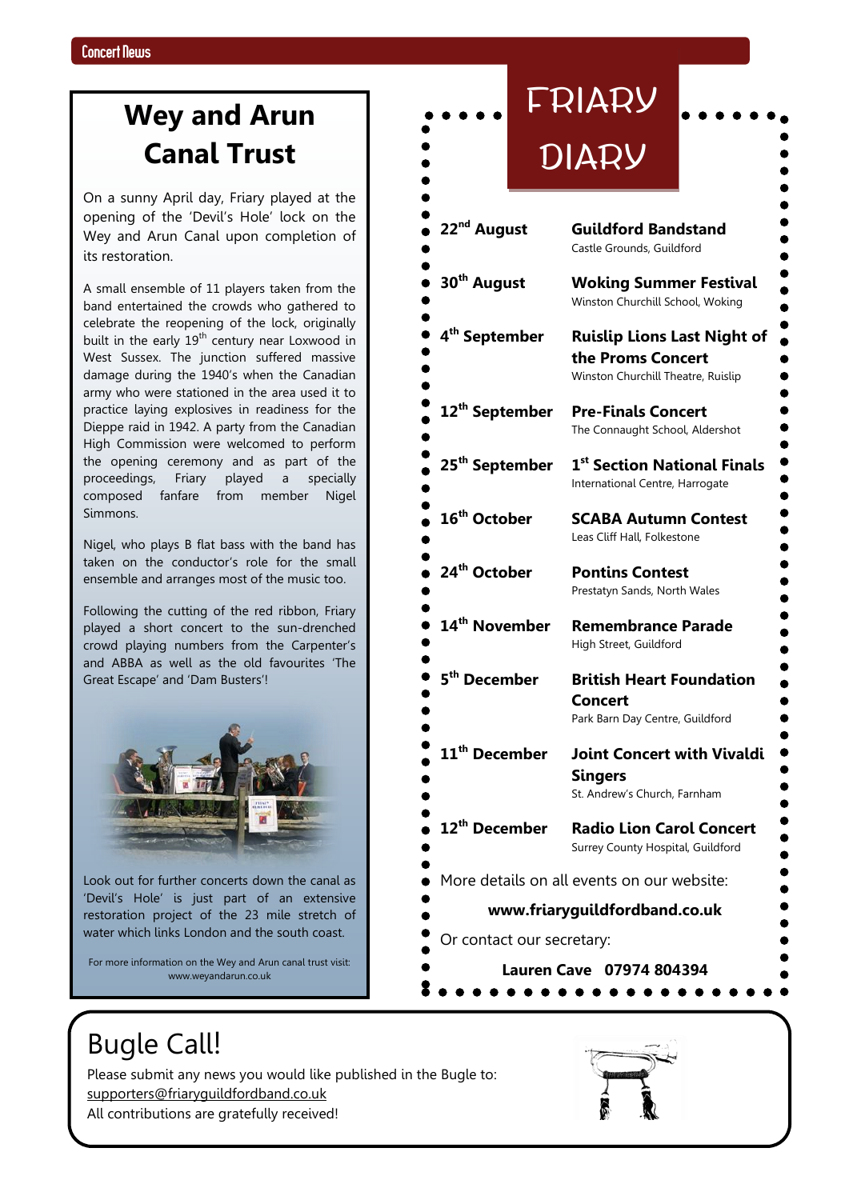## Wey and Arun Canal Trust

On a sunny April day, Friary played at the opening of the 'Devil's Hole' lock on the Wey and Arun Canal upon completion of its restoration.

A small ensemble of 11 players taken from the band entertained the crowds who gathered to celebrate the reopening of the lock, originally built in the early 19th century near Loxwood in West Sussex. The junction suffered massive damage during the 1940's when the Canadian army who were stationed in the area used it to practice laying explosives in readiness for the Dieppe raid in 1942. A party from the Canadian High Commission were welcomed to perform the opening ceremony and as part of the proceedings, Friary played a specially composed fanfare from member Nigel Simmons.

Nigel, who plays B flat bass with the band has taken on the conductor's role for the small ensemble and arranges most of the music too.

Following the cutting of the red ribbon, Friary played a short concert to the sun-drenched crowd playing numbers from the Carpenter's and ABBA as well as the old favourites 'The Great Escape' and 'Dam Busters'!

Look out for further concerts down the canal as 'Devil's Hole' is just part of an extensive restoration project of the 23 mile stretch of water which links London and the south coast.

For more information on the Wey and Arun canal trust visit: www.weyandarun.co.uk

## FRIARY DIARY

| | |
|---|---|
| **22nd August** | **Guildford Bandstand**<br>Castle Grounds, Guildford |
| **30th August** | **Woking Summer Festival**<br>Winston Churchill School, Woking |
| **4th September** | **Ruislip Lions Last Night of the Proms Concert**<br>Winston Churchill Theatre, Ruislip |
| **12th September** | **Pre-Finals Concert**<br>The Connaught School, Aldershot |
| **25th September** | **1st Section National Finals**<br>International Centre, Harrogate |
| **16th October** | **SCABA Autumn Contest**<br>Leas Cliff Hall, Folkestone |
| **24th October** | **Pontins Contest**<br>Prestatyn Sands, North Wales |
| **14th November** | **Remembrance Parade**<br>High Street, Guildford |
| **5th December** | **British Heart Foundation Concert**<br>Park Barn Day Centre, Guildford |
| **11th December** | **Joint Concert with Vivaldi Singers**<br>St. Andrew's Church, Farnham |
| **12th December** | **Radio Lion Carol Concert**<br>Surrey County Hospital, Guildford |

More details on all events on our website:

**www.friaryguildfordband.co.uk**

Or contact our secretary:

**Lauren Cave 07974 804394**

## Bugle Call!

Please submit any news you would like published in the Bugle to:
supporters@friaryguildfordband.co.uk
All contributions are gratefully received!